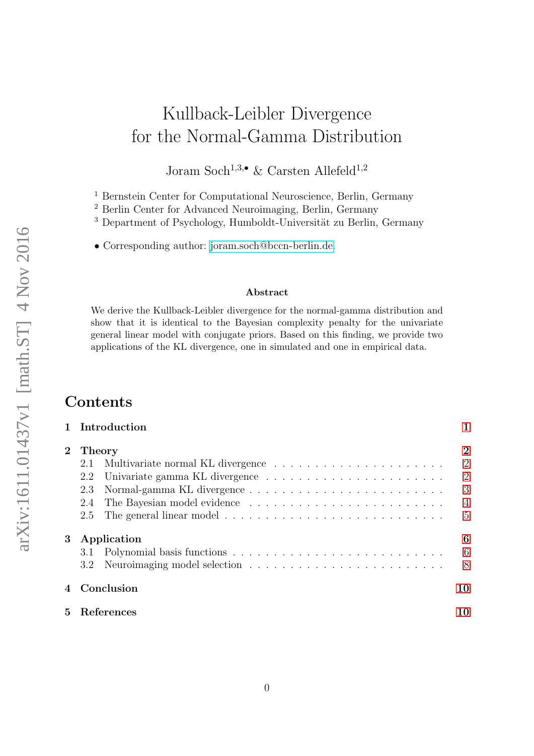# Kullback-Leibler Divergence for the Normal-Gamma Distribution

Joram Soch[1,3,•] & Carsten Allefeld[1,2]

[1] Bernstein Center for Computational Neuroscience, Berlin, Germany
[2] Berlin Center for Advanced Neuroimaging, Berlin, Germany
[3] Department of Psychology, Humboldt-Universität zu Berlin, Germany

• Corresponding author: joram.soch@bccn-berlin.de.

arXiv:1611.01437v1 [math.ST] 4 Nov 2016

### Abstract

We derive the Kullback-Leibler divergence for the normal-gamma distribution and show that it is identical to the Bayesian complexity penalty for the univariate general linear model with conjugate priors. Based on this finding, we provide two applications of the KL divergence, one in simulated and one in empirical data.

## Contents

- **1 Introduction** — 1
- **2 Theory** — 2
  - 2.1 Multivariate normal KL divergence — 2
  - 2.2 Univariate gamma KL divergence — 2
  - 2.3 Normal-gamma KL divergence — 3
  - 2.4 The Bayesian model evidence — 4
  - 2.5 The general linear model — 5
- **3 Application** — 6
  - 3.1 Polynomial basis functions — 6
  - 3.2 Neuroimaging model selection — 8
- **4 Conclusion** — 10
- **5 References** — 10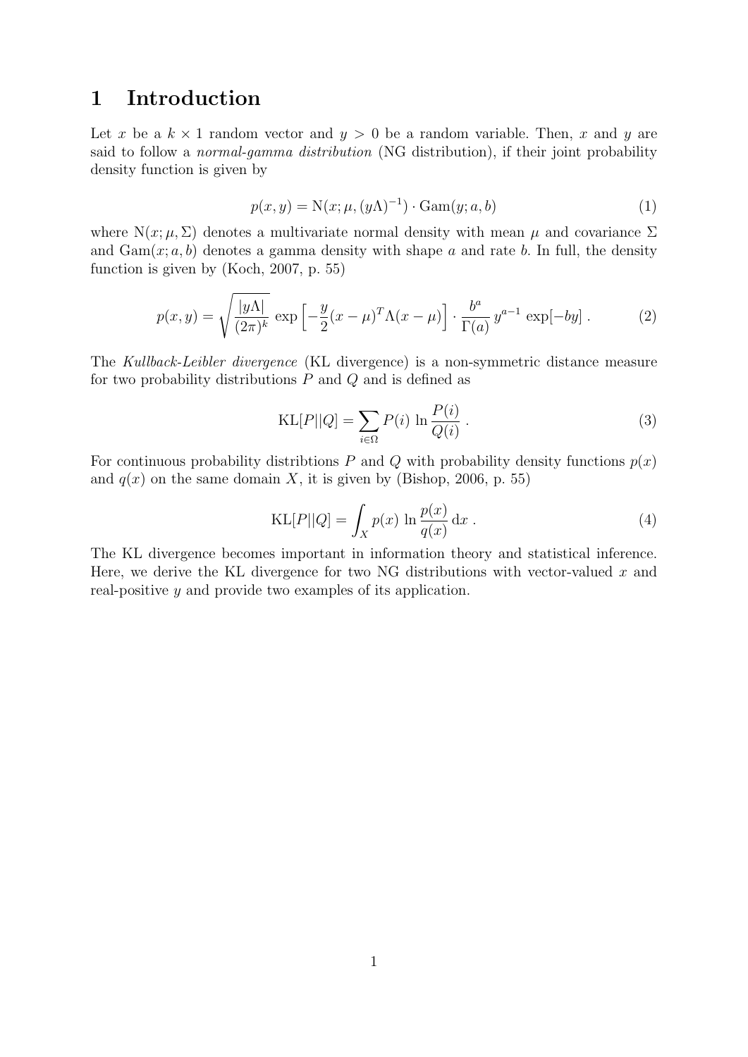# 1 Introduction

Let $x$ be a $k \times 1$ random vector and $y > 0$ be a random variable. Then, $x$ and $y$ are said to follow a *normal-gamma distribution* (NG distribution), if their joint probability density function is given by

$$p(x,y) = \mathrm{N}(x; \mu, (y\Lambda)^{-1}) \cdot \mathrm{Gam}(y; a, b) \tag{1}$$

where $\mathrm{N}(x; \mu, \Sigma)$ denotes a multivariate normal density with mean $\mu$ and covariance $\Sigma$ and $\mathrm{Gam}(x; a, b)$ denotes a gamma density with shape $a$ and rate $b$. In full, the density function is given by (Koch, 2007, p. 55)

$$p(x,y) = \sqrt{\frac{|y\Lambda|}{(2\pi)^k}} \exp\left[-\frac{y}{2}(x-\mu)^T \Lambda (x-\mu)\right] \cdot \frac{b^a}{\Gamma(a)}\, y^{a-1} \exp[-by] \; . \tag{2}$$

The *Kullback-Leibler divergence* (KL divergence) is a non-symmetric distance measure for two probability distributions $P$ and $Q$ and is defined as

$$\mathrm{KL}[P||Q] = \sum_{i \in \Omega} P(i) \, \ln \frac{P(i)}{Q(i)} \; . \tag{3}$$

For continuous probability distribtions $P$ and $Q$ with probability density functions $p(x)$ and $q(x)$ on the same domain $X$, it is given by (Bishop, 2006, p. 55)

$$\mathrm{KL}[P||Q] = \int_X p(x) \, \ln \frac{p(x)}{q(x)} \, \mathrm{d}x \; . \tag{4}$$

The KL divergence becomes important in information theory and statistical inference. Here, we derive the KL divergence for two NG distributions with vector-valued $x$ and real-positive $y$ and provide two examples of its application.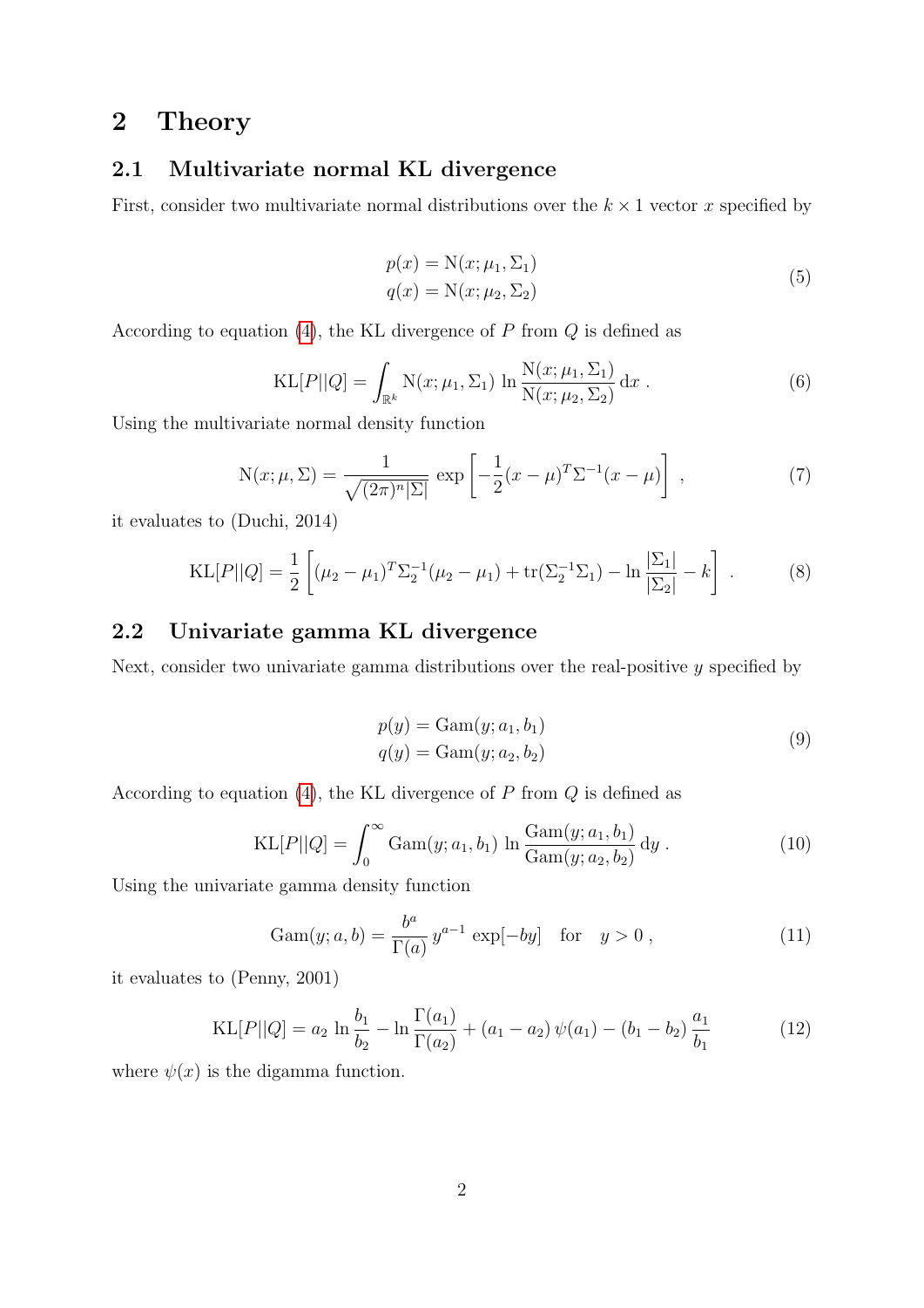## 2 Theory

### 2.1 Multivariate normal KL divergence

First, consider two multivariate normal distributions over the $k \times 1$ vector $x$ specified by

$$
\begin{aligned}
p(x) &= \mathrm{N}(x; \mu_1, \Sigma_1) \\
q(x) &= \mathrm{N}(x; \mu_2, \Sigma_2)
\end{aligned} \tag{5}
$$

According to equation (4), the KL divergence of $P$ from $Q$ is defined as

$$
\mathrm{KL}[P||Q] = \int_{\mathbb{R}^k} \mathrm{N}(x; \mu_1, \Sigma_1) \, \ln \frac{\mathrm{N}(x; \mu_1, \Sigma_1)}{\mathrm{N}(x; \mu_2, \Sigma_2)} \, \mathrm{d}x \; . \tag{6}
$$

Using the multivariate normal density function

$$
\mathrm{N}(x; \mu, \Sigma) = \frac{1}{\sqrt{(2\pi)^n |\Sigma|}} \, \exp\left[ -\frac{1}{2} (x-\mu)^T \Sigma^{-1} (x-\mu) \right] \; , \tag{7}
$$

it evaluates to (Duchi, 2014)

$$
\mathrm{KL}[P||Q] = \frac{1}{2} \left[ (\mu_2 - \mu_1)^T \Sigma_2^{-1} (\mu_2 - \mu_1) + \mathrm{tr}(\Sigma_2^{-1} \Sigma_1) - \ln \frac{|\Sigma_1|}{|\Sigma_2|} - k \right] \; . \tag{8}
$$

### 2.2 Univariate gamma KL divergence

Next, consider two univariate gamma distributions over the real-positive $y$ specified by

$$
\begin{aligned}
p(y) &= \mathrm{Gam}(y; a_1, b_1) \\
q(y) &= \mathrm{Gam}(y; a_2, b_2)
\end{aligned} \tag{9}
$$

According to equation (4), the KL divergence of $P$ from $Q$ is defined as

$$
\mathrm{KL}[P||Q] = \int_0^\infty \mathrm{Gam}(y; a_1, b_1) \, \ln \frac{\mathrm{Gam}(y; a_1, b_1)}{\mathrm{Gam}(y; a_2, b_2)} \, \mathrm{d}y \; . \tag{10}
$$

Using the univariate gamma density function

$$
\mathrm{Gam}(y; a, b) = \frac{b^a}{\Gamma(a)} \, y^{a-1} \, \exp[-by] \quad \text{for} \quad y > 0 \; , \tag{11}
$$

it evaluates to (Penny, 2001)

$$
\mathrm{KL}[P||Q] = a_2 \, \ln \frac{b_1}{b_2} - \ln \frac{\Gamma(a_1)}{\Gamma(a_2)} + (a_1 - a_2) \, \psi(a_1) - (b_1 - b_2) \, \frac{a_1}{b_1} \tag{12}
$$

where $\psi(x)$ is the digamma function.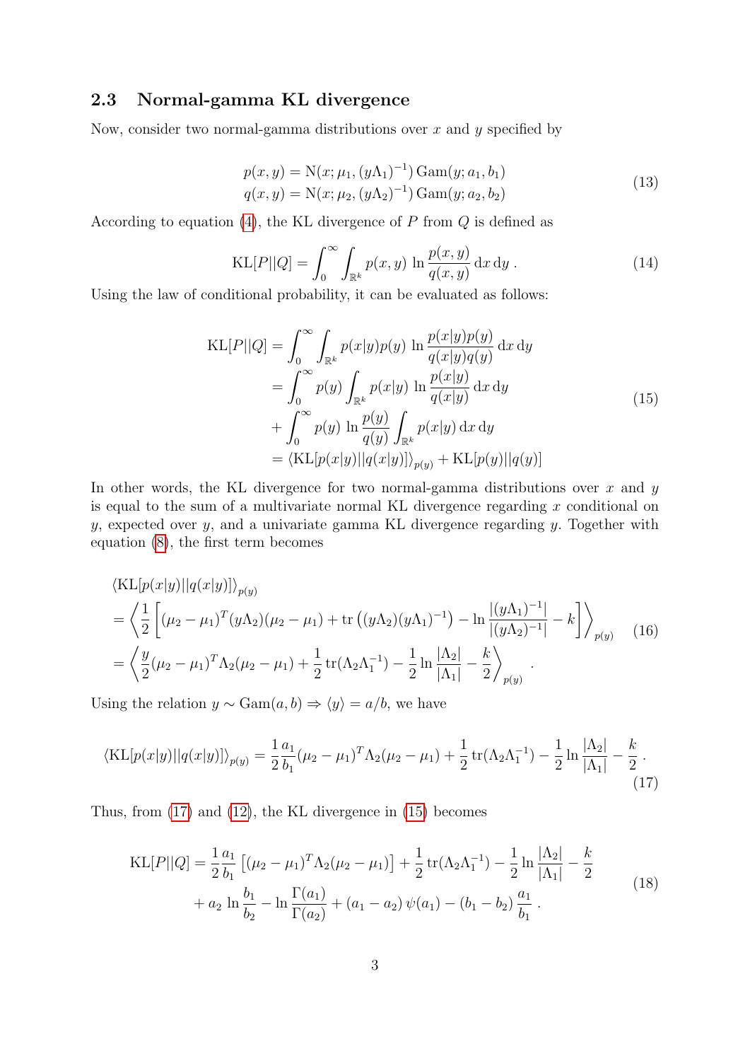### 2.3 Normal-gamma KL divergence

Now, consider two normal-gamma distributions over $x$ and $y$ specified by

$$
\begin{aligned}
p(x,y) &= \mathrm{N}(x; \mu_1, (y\Lambda_1)^{-1}) \, \mathrm{Gam}(y; a_1, b_1) \\
q(x,y) &= \mathrm{N}(x; \mu_2, (y\Lambda_2)^{-1}) \, \mathrm{Gam}(y; a_2, b_2)
\end{aligned}
\tag{13}
$$

According to equation (4), the KL divergence of $P$ from $Q$ is defined as

$$
\mathrm{KL}[P||Q] = \int_0^\infty \int_{\mathbb{R}^k} p(x,y) \, \ln \frac{p(x,y)}{q(x,y)} \, \mathrm{d}x \, \mathrm{d}y \; . \tag{14}
$$

Using the law of conditional probability, it can be evaluated as follows:

$$
\begin{aligned}
\mathrm{KL}[P||Q] &= \int_0^\infty \int_{\mathbb{R}^k} p(x|y) p(y) \, \ln \frac{p(x|y)p(y)}{q(x|y)q(y)} \, \mathrm{d}x \, \mathrm{d}y \\
&= \int_0^\infty p(y) \int_{\mathbb{R}^k} p(x|y) \, \ln \frac{p(x|y)}{q(x|y)} \, \mathrm{d}x \, \mathrm{d}y \\
&+ \int_0^\infty p(y) \, \ln \frac{p(y)}{q(y)} \int_{\mathbb{R}^k} p(x|y) \, \mathrm{d}x \, \mathrm{d}y \\
&= \left\langle \mathrm{KL}[p(x|y)||q(x|y)] \right\rangle_{p(y)} + \mathrm{KL}[p(y)||q(y)]
\end{aligned}
\tag{15}
$$

In other words, the KL divergence for two normal-gamma distributions over $x$ and $y$ is equal to the sum of a multivariate normal KL divergence regarding $x$ conditional on $y$, expected over $y$, and a univariate gamma KL divergence regarding $y$. Together with equation (8), the first term becomes

$$
\begin{aligned}
&\left\langle \mathrm{KL}[p(x|y)||q(x|y)] \right\rangle_{p(y)} \\
&= \left\langle \frac{1}{2} \left[ (\mu_2 - \mu_1)^T (y\Lambda_2)(\mu_2 - \mu_1) + \mathrm{tr}\left( (y\Lambda_2)(y\Lambda_1)^{-1} \right) - \ln \frac{|(y\Lambda_1)^{-1}|}{|(y\Lambda_2)^{-1}|} - k \right] \right\rangle_{p(y)} \\
&= \left\langle \frac{y}{2} (\mu_2 - \mu_1)^T \Lambda_2 (\mu_2 - \mu_1) + \frac{1}{2} \mathrm{tr}(\Lambda_2 \Lambda_1^{-1}) - \frac{1}{2} \ln \frac{|\Lambda_2|}{|\Lambda_1|} - \frac{k}{2} \right\rangle_{p(y)} \; .
\end{aligned}
\tag{16}
$$

Using the relation $y \sim \mathrm{Gam}(a,b) \Rightarrow \langle y \rangle = a/b$, we have

$$
\left\langle \mathrm{KL}[p(x|y)||q(x|y)] \right\rangle_{p(y)} = \frac{1}{2} \frac{a_1}{b_1} (\mu_2 - \mu_1)^T \Lambda_2 (\mu_2 - \mu_1) + \frac{1}{2} \mathrm{tr}(\Lambda_2 \Lambda_1^{-1}) - \frac{1}{2} \ln \frac{|\Lambda_2|}{|\Lambda_1|} - \frac{k}{2} \; . \tag{17}
$$

Thus, from (17) and (12), the KL divergence in (15) becomes

$$
\begin{aligned}
\mathrm{KL}[P||Q] &= \frac{1}{2} \frac{a_1}{b_1} \left[ (\mu_2 - \mu_1)^T \Lambda_2 (\mu_2 - \mu_1) \right] + \frac{1}{2} \mathrm{tr}(\Lambda_2 \Lambda_1^{-1}) - \frac{1}{2} \ln \frac{|\Lambda_2|}{|\Lambda_1|} - \frac{k}{2} \\
&+ a_2 \, \ln \frac{b_1}{b_2} - \ln \frac{\Gamma(a_1)}{\Gamma(a_2)} + (a_1 - a_2) \, \psi(a_1) - (b_1 - b_2) \, \frac{a_1}{b_1} \; .
\end{aligned}
\tag{18}
$$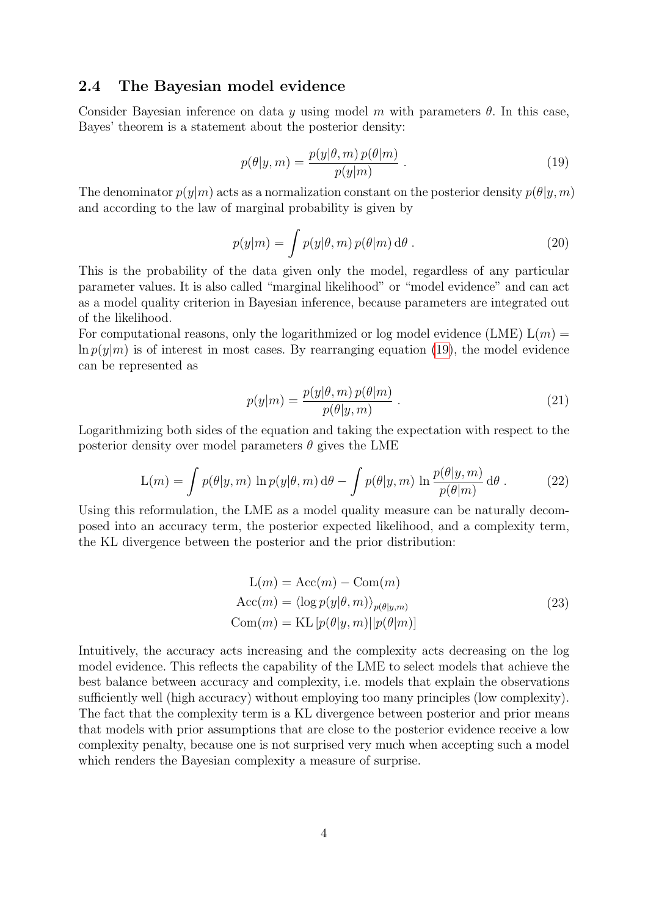### 2.4 The Bayesian model evidence

Consider Bayesian inference on data $y$ using model $m$ with parameters $\theta$. In this case, Bayes' theorem is a statement about the posterior density:

$$p(\theta|y,m) = \frac{p(y|\theta,m)\,p(\theta|m)}{p(y|m)}\;. \tag{19}$$

The denominator $p(y|m)$ acts as a normalization constant on the posterior density $p(\theta|y,m)$ and according to the law of marginal probability is given by

$$p(y|m) = \int p(y|\theta,m)\,p(\theta|m)\,\mathrm{d}\theta\;. \tag{20}$$

This is the probability of the data given only the model, regardless of any particular parameter values. It is also called "marginal likelihood" or "model evidence" and can act as a model quality criterion in Bayesian inference, because parameters are integrated out of the likelihood.

For computational reasons, only the logarithmized or log model evidence (LME) $\mathrm{L}(m) = \ln p(y|m)$ is of interest in most cases. By rearranging equation (19), the model evidence can be represented as

$$p(y|m) = \frac{p(y|\theta,m)\,p(\theta|m)}{p(\theta|y,m)}\;. \tag{21}$$

Logarithmizing both sides of the equation and taking the expectation with respect to the posterior density over model parameters $\theta$ gives the LME

$$\mathrm{L}(m) = \int p(\theta|y,m)\,\ln p(y|\theta,m)\,\mathrm{d}\theta - \int p(\theta|y,m)\,\ln \frac{p(\theta|y,m)}{p(\theta|m)}\,\mathrm{d}\theta\;. \tag{22}$$

Using this reformulation, the LME as a model quality measure can be naturally decomposed into an accuracy term, the posterior expected likelihood, and a complexity term, the KL divergence between the posterior and the prior distribution:

$$\begin{aligned}
\mathrm{L}(m) &= \mathrm{Acc}(m) - \mathrm{Com}(m) \\
\mathrm{Acc}(m) &= \left\langle \log p(y|\theta,m) \right\rangle_{p(\theta|y,m)} \\
\mathrm{Com}(m) &= \mathrm{KL}\left[p(\theta|y,m)||p(\theta|m)\right]
\end{aligned} \tag{23}$$

Intuitively, the accuracy acts increasing and the complexity acts decreasing on the log model evidence. This reflects the capability of the LME to select models that achieve the best balance between accuracy and complexity, i.e. models that explain the observations sufficiently well (high accuracy) without employing too many principles (low complexity). The fact that the complexity term is a KL divergence between posterior and prior means that models with prior assumptions that are close to the posterior evidence receive a low complexity penalty, because one is not surprised very much when accepting such a model which renders the Bayesian complexity a measure of surprise.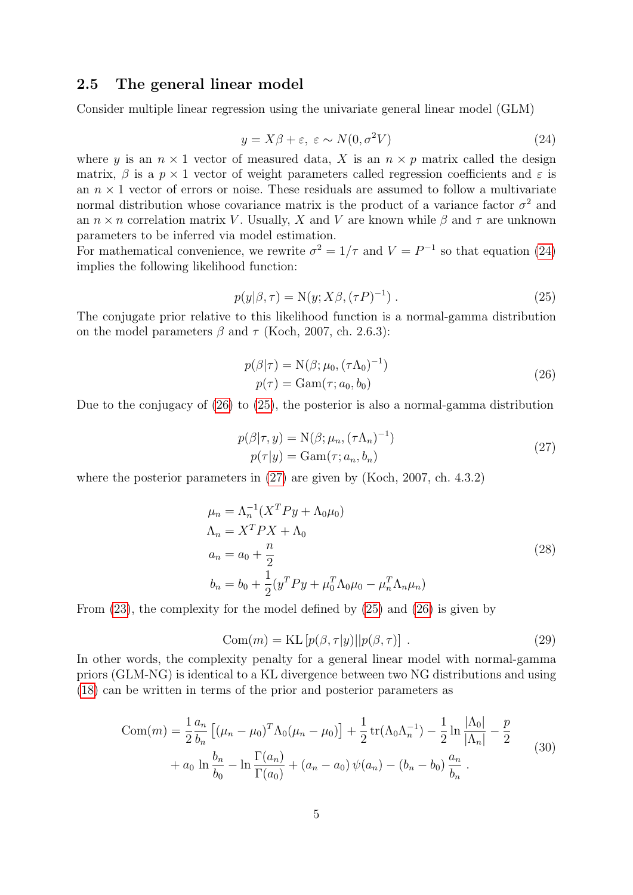### 2.5 The general linear model

Consider multiple linear regression using the univariate general linear model (GLM)

$$y = X\beta + \varepsilon, \; \varepsilon \sim N(0, \sigma^2 V) \tag{24}$$

where $y$ is an $n \times 1$ vector of measured data, $X$ is an $n \times p$ matrix called the design matrix, $\beta$ is a $p \times 1$ vector of weight parameters called regression coefficients and $\varepsilon$ is an $n \times 1$ vector of errors or noise. These residuals are assumed to follow a multivariate normal distribution whose covariance matrix is the product of a variance factor $\sigma^2$ and an $n \times n$ correlation matrix $V$. Usually, $X$ and $V$ are known while $\beta$ and $\tau$ are unknown parameters to be inferred via model estimation.

For mathematical convenience, we rewrite $\sigma^2 = 1/\tau$ and $V = P^{-1}$ so that equation (24) implies the following likelihood function:

$$p(y|\beta, \tau) = \mathrm{N}(y; X\beta, (\tau P)^{-1}) \; . \tag{25}$$

The conjugate prior relative to this likelihood function is a normal-gamma distribution on the model parameters $\beta$ and $\tau$ (Koch, 2007, ch. 2.6.3):

$$\begin{aligned} p(\beta|\tau) &= \mathrm{N}(\beta; \mu_0, (\tau \Lambda_0)^{-1}) \\ p(\tau) &= \mathrm{Gam}(\tau; a_0, b_0) \end{aligned} \tag{26}$$

Due to the conjugacy of (26) to (25), the posterior is also a normal-gamma distribution

$$\begin{aligned} p(\beta|\tau, y) &= \mathrm{N}(\beta; \mu_n, (\tau \Lambda_n)^{-1}) \\ p(\tau|y) &= \mathrm{Gam}(\tau; a_n, b_n) \end{aligned} \tag{27}$$

where the posterior parameters in (27) are given by (Koch, 2007, ch. 4.3.2)

$$\begin{aligned} \mu_n &= \Lambda_n^{-1}(X^T P y + \Lambda_0 \mu_0) \\ \Lambda_n &= X^T P X + \Lambda_0 \\ a_n &= a_0 + \frac{n}{2} \\ b_n &= b_0 + \frac{1}{2}(y^T P y + \mu_0^T \Lambda_0 \mu_0 - \mu_n^T \Lambda_n \mu_n) \end{aligned} \tag{28}$$

From (23), the complexity for the model defined by (25) and (26) is given by

$$\mathrm{Com}(m) = \mathrm{KL}\left[p(\beta, \tau|y) || p(\beta, \tau)\right] \; . \tag{29}$$

In other words, the complexity penalty for a general linear model with normal-gamma priors (GLM-NG) is identical to a KL divergence between two NG distributions and using (18) can be written in terms of the prior and posterior parameters as

$$\begin{aligned} \mathrm{Com}(m) = &\frac{1}{2} \frac{a_n}{b_n} \left[ (\mu_n - \mu_0)^T \Lambda_0 (\mu_n - \mu_0) \right] + \frac{1}{2} \mathrm{tr}(\Lambda_0 \Lambda_n^{-1}) - \frac{1}{2} \ln \frac{|\Lambda_0|}{|\Lambda_n|} - \frac{p}{2} \\ &+ a_0 \ln \frac{b_n}{b_0} - \ln \frac{\Gamma(a_n)}{\Gamma(a_0)} + (a_n - a_0)\, \psi(a_n) - (b_n - b_0)\, \frac{a_n}{b_n} \; . \end{aligned} \tag{30}$$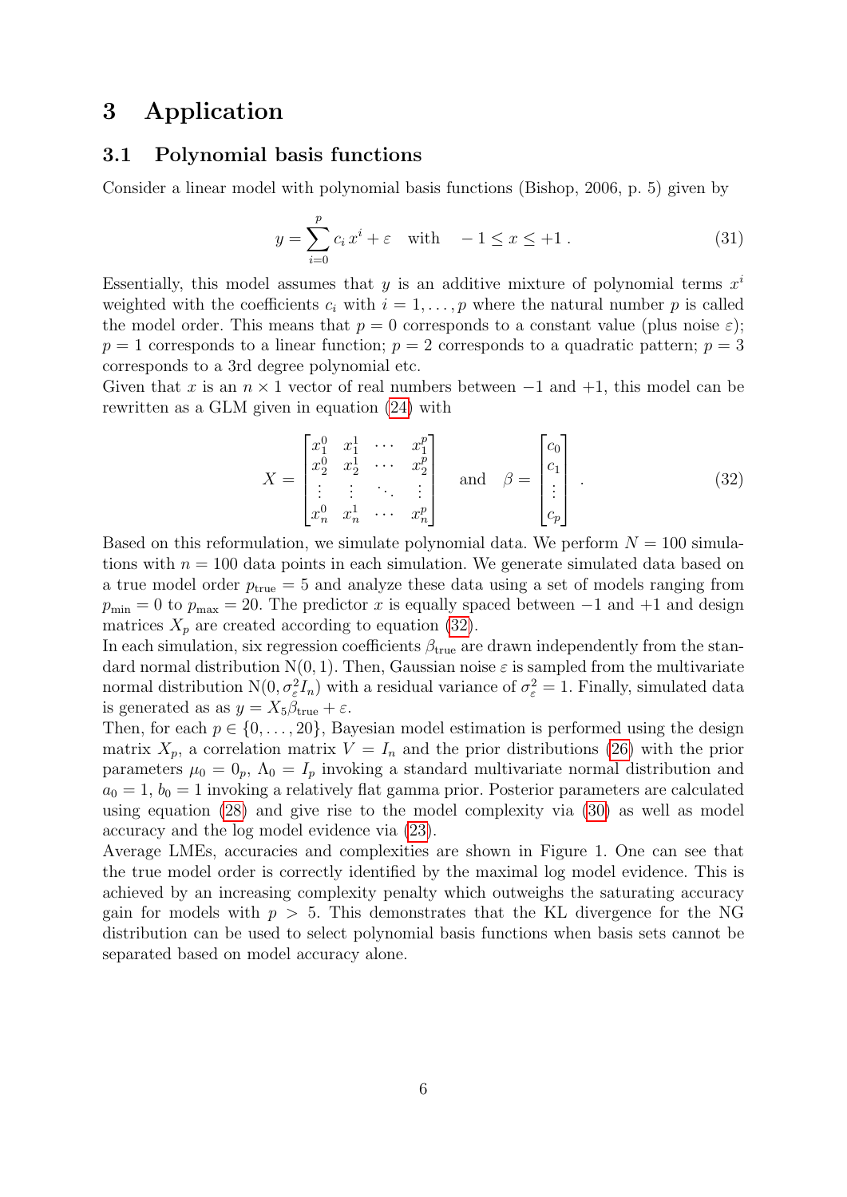## 3 Application

### 3.1 Polynomial basis functions

Consider a linear model with polynomial basis functions (Bishop, 2006, p. 5) given by

$$y = \sum_{i=0}^{p} c_i \, x^i + \varepsilon \quad \text{with} \quad -1 \leq x \leq +1 \; . \tag{31}$$

Essentially, this model assumes that $y$ is an additive mixture of polynomial terms $x^i$ weighted with the coefficients $c_i$ with $i = 1, \ldots, p$ where the natural number $p$ is called the model order. This means that $p = 0$ corresponds to a constant value (plus noise $\varepsilon$); $p = 1$ corresponds to a linear function; $p = 2$ corresponds to a quadratic pattern; $p = 3$ corresponds to a 3rd degree polynomial etc.

Given that $x$ is an $n \times 1$ vector of real numbers between $-1$ and $+1$, this model can be rewritten as a GLM given in equation (24) with

$$X = \begin{bmatrix} x_1^0 & x_1^1 & \cdots & x_1^p \\ x_2^0 & x_2^1 & \cdots & x_2^p \\ \vdots & \vdots & \ddots & \vdots \\ x_n^0 & x_n^1 & \cdots & x_n^p \end{bmatrix} \quad \text{and} \quad \beta = \begin{bmatrix} c_0 \\ c_1 \\ \vdots \\ c_p \end{bmatrix} \; . \tag{32}$$

Based on this reformulation, we simulate polynomial data. We perform $N = 100$ simulations with $n = 100$ data points in each simulation. We generate simulated data based on a true model order $p_{\text{true}} = 5$ and analyze these data using a set of models ranging from $p_{\text{min}} = 0$ to $p_{\text{max}} = 20$. The predictor $x$ is equally spaced between $-1$ and $+1$ and design matrices $X_p$ are created according to equation (32).

In each simulation, six regression coefficients $\beta_{\text{true}}$ are drawn independently from the standard normal distribution $\mathrm{N}(0, 1)$. Then, Gaussian noise $\varepsilon$ is sampled from the multivariate normal distribution $\mathrm{N}(0, \sigma_\varepsilon^2 I_n)$ with a residual variance of $\sigma_\varepsilon^2 = 1$. Finally, simulated data is generated as as $y = X_5 \beta_{\text{true}} + \varepsilon$.

Then, for each $p \in \{0, \ldots, 20\}$, Bayesian model estimation is performed using the design matrix $X_p$, a correlation matrix $V = I_n$ and the prior distributions (26) with the prior parameters $\mu_0 = 0_p$, $\Lambda_0 = I_p$ invoking a standard multivariate normal distribution and $a_0 = 1$, $b_0 = 1$ invoking a relatively flat gamma prior. Posterior parameters are calculated using equation (28) and give rise to the model complexity via (30) as well as model accuracy and the log model evidence via (23).

Average LMEs, accuracies and complexities are shown in Figure 1. One can see that the true model order is correctly identified by the maximal log model evidence. This is achieved by an increasing complexity penalty which outweighs the saturating accuracy gain for models with $p > 5$. This demonstrates that the KL divergence for the NG distribution can be used to select polynomial basis functions when basis sets cannot be separated based on model accuracy alone.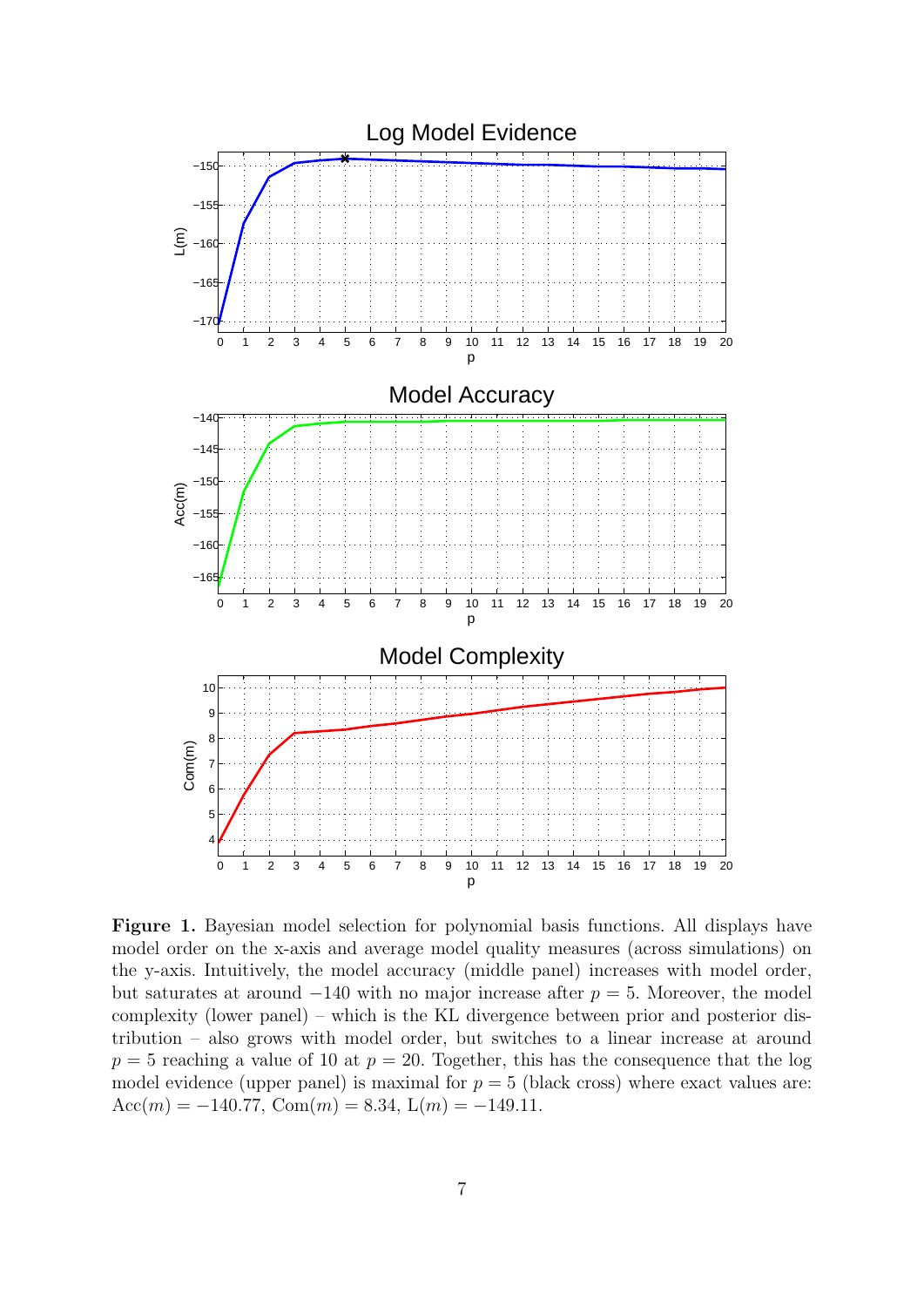Log Model Evidence

L(m)

−150
−155
−160
−165
−170

0 1 2 3 4 5 6 7 8 9 10 11 12 13 14 15 16 17 18 19 20

p

Model Accuracy

Acc(m)

−140
−145
−150
−155
−160
−165

0 1 2 3 4 5 6 7 8 9 10 11 12 13 14 15 16 17 18 19 20

p

Model Complexity

Com(m)

10
9
8
7
6
5
4

0 1 2 3 4 5 6 7 8 9 10 11 12 13 14 15 16 17 18 19 20

p

**Figure 1.** Bayesian model selection for polynomial basis functions. All displays have model order on the x-axis and average model quality measures (across simulations) on the y-axis. Intuitively, the model accuracy (middle panel) increases with model order, but saturates at around $-140$ with no major increase after $p = 5$. Moreover, the model complexity (lower panel) – which is the KL divergence between prior and posterior distribution – also grows with model order, but switches to a linear increase at around $p = 5$ reaching a value of 10 at $p = 20$. Together, this has the consequence that the log model evidence (upper panel) is maximal for $p = 5$ (black cross) where exact values are: $\mathrm{Acc}(m) = -140.77$, $\mathrm{Com}(m) = 8.34$, $\mathrm{L}(m) = -149.11$.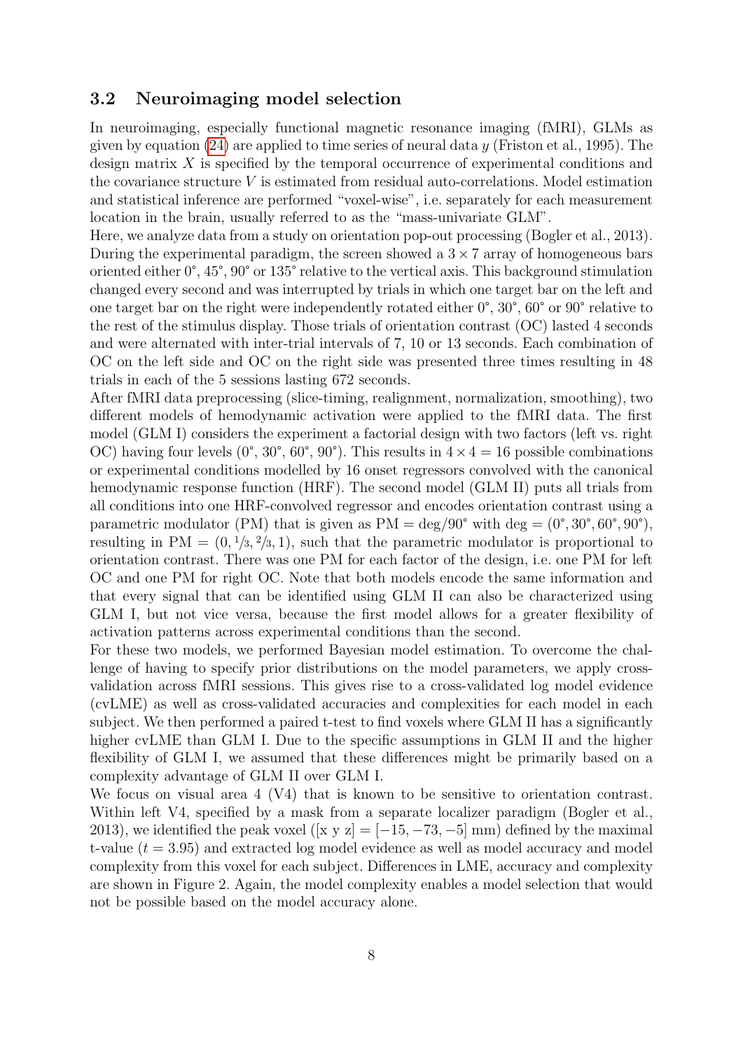## 3.2 Neuroimaging model selection

In neuroimaging, especially functional magnetic resonance imaging (fMRI), GLMs as given by equation (24) are applied to time series of neural data $y$ (Friston et al., 1995). The design matrix $X$ is specified by the temporal occurrence of experimental conditions and the covariance structure $V$ is estimated from residual auto-correlations. Model estimation and statistical inference are performed "voxel-wise", i.e. separately for each measurement location in the brain, usually referred to as the "mass-univariate GLM".

Here, we analyze data from a study on orientation pop-out processing (Bogler et al., 2013). During the experimental paradigm, the screen showed a $3 \times 7$ array of homogeneous bars oriented either 0°, 45°, 90° or 135° relative to the vertical axis. This background stimulation changed every second and was interrupted by trials in which one target bar on the left and one target bar on the right were independently rotated either 0°, 30°, 60° or 90° relative to the rest of the stimulus display. Those trials of orientation contrast (OC) lasted 4 seconds and were alternated with inter-trial intervals of 7, 10 or 13 seconds. Each combination of OC on the left side and OC on the right side was presented three times resulting in 48 trials in each of the 5 sessions lasting 672 seconds.

After fMRI data preprocessing (slice-timing, realignment, normalization, smoothing), two different models of hemodynamic activation were applied to the fMRI data. The first model (GLM I) considers the experiment a factorial design with two factors (left vs. right OC) having four levels (0°, 30°, 60°, 90°). This results in $4 \times 4 = 16$ possible combinations or experimental conditions modelled by 16 onset regressors convolved with the canonical hemodynamic response function (HRF). The second model (GLM II) puts all trials from all conditions into one HRF-convolved regressor and encodes orientation contrast using a parametric modulator (PM) that is given as $\mathrm{PM} = \mathrm{deg}/90^\circ$ with $\mathrm{deg} = (0^\circ, 30^\circ, 60^\circ, 90^\circ)$, resulting in $\mathrm{PM} = (0, 1/3, 2/3, 1)$, such that the parametric modulator is proportional to orientation contrast. There was one PM for each factor of the design, i.e. one PM for left OC and one PM for right OC. Note that both models encode the same information and that every signal that can be identified using GLM II can also be characterized using GLM I, but not vice versa, because the first model allows for a greater flexibility of activation patterns across experimental conditions than the second.

For these two models, we performed Bayesian model estimation. To overcome the challenge of having to specify prior distributions on the model parameters, we apply cross-validation across fMRI sessions. This gives rise to a cross-validated log model evidence (cvLME) as well as cross-validated accuracies and complexities for each model in each subject. We then performed a paired t-test to find voxels where GLM II has a significantly higher cvLME than GLM I. Due to the specific assumptions in GLM II and the higher flexibility of GLM I, we assumed that these differences might be primarily based on a complexity advantage of GLM II over GLM I.

We focus on visual area 4 (V4) that is known to be sensitive to orientation contrast. Within left V4, specified by a mask from a separate localizer paradigm (Bogler et al., 2013), we identified the peak voxel ($[\mathrm{x\ y\ z}] = [-15, -73, -5]$ mm) defined by the maximal t-value ($t = 3.95$) and extracted log model evidence as well as model accuracy and model complexity from this voxel for each subject. Differences in LME, accuracy and complexity are shown in Figure 2. Again, the model complexity enables a model selection that would not be possible based on the model accuracy alone.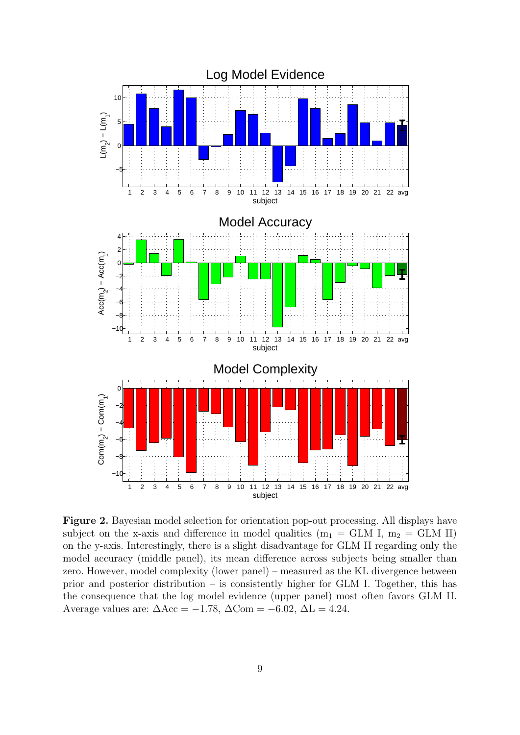Log Model Evidence

$L(m_2) - L(m_1)$

10
5
0
-5

1 2 3 4 5 6 7 8 9 10 11 12 13 14 15 16 17 18 19 20 21 22 avg

subject

Model Accuracy

$Acc(m_2) - Acc(m_1)$

4
2
0
-2
-4
-6
-8
-10

1 2 3 4 5 6 7 8 9 10 11 12 13 14 15 16 17 18 19 20 21 22 avg

subject

Model Complexity

$Com(m_2) - Com(m_1)$

0
-2
-4
-6
-8
-10

1 2 3 4 5 6 7 8 9 10 11 12 13 14 15 16 17 18 19 20 21 22 avg

subject

**Figure 2.** Bayesian model selection for orientation pop-out processing. All displays have subject on the x-axis and difference in model qualities ($m_1$ = GLM I, $m_2$ = GLM II) on the y-axis. Interestingly, there is a slight disadvantage for GLM II regarding only the model accuracy (middle panel), its mean difference across subjects being smaller than zero. However, model complexity (lower panel) – measured as the KL divergence between prior and posterior distribution – is consistently higher for GLM I. Together, this has the consequence that the log model evidence (upper panel) most often favors GLM II. Average values are: $\Delta\text{Acc} = -1.78$, $\Delta\text{Com} = -6.02$, $\Delta\text{L} = 4.24$.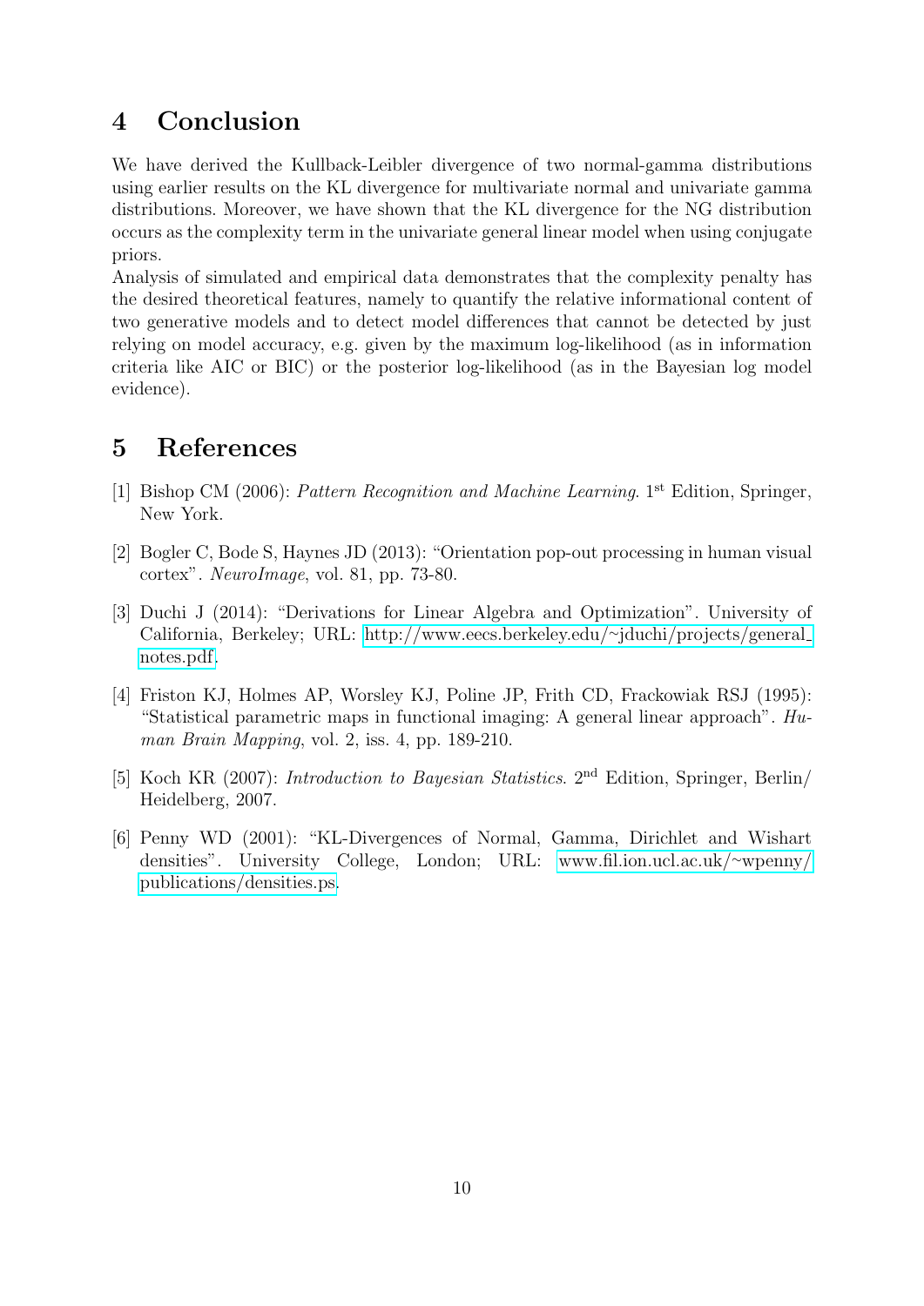# 4 Conclusion

We have derived the Kullback-Leibler divergence of two normal-gamma distributions using earlier results on the KL divergence for multivariate normal and univariate gamma distributions. Moreover, we have shown that the KL divergence for the NG distribution occurs as the complexity term in the univariate general linear model when using conjugate priors.

Analysis of simulated and empirical data demonstrates that the complexity penalty has the desired theoretical features, namely to quantify the relative informational content of two generative models and to detect model differences that cannot be detected by just relying on model accuracy, e.g. given by the maximum log-likelihood (as in information criteria like AIC or BIC) or the posterior log-likelihood (as in the Bayesian log model evidence).

# 5 References

[1] Bishop CM (2006): *Pattern Recognition and Machine Learning*. 1st Edition, Springer, New York.

[2] Bogler C, Bode S, Haynes JD (2013): "Orientation pop-out processing in human visual cortex". *NeuroImage*, vol. 81, pp. 73-80.

[3] Duchi J (2014): "Derivations for Linear Algebra and Optimization". University of California, Berkeley; URL: http://www.eecs.berkeley.edu/~jduchi/projects/general_notes.pdf.

[4] Friston KJ, Holmes AP, Worsley KJ, Poline JP, Frith CD, Frackowiak RSJ (1995): "Statistical parametric maps in functional imaging: A general linear approach". *Human Brain Mapping*, vol. 2, iss. 4, pp. 189-210.

[5] Koch KR (2007): *Introduction to Bayesian Statistics*. 2nd Edition, Springer, Berlin/Heidelberg, 2007.

[6] Penny WD (2001): "KL-Divergences of Normal, Gamma, Dirichlet and Wishart densities". University College, London; URL: www.fil.ion.ucl.ac.uk/~wpenny/publications/densities.ps.